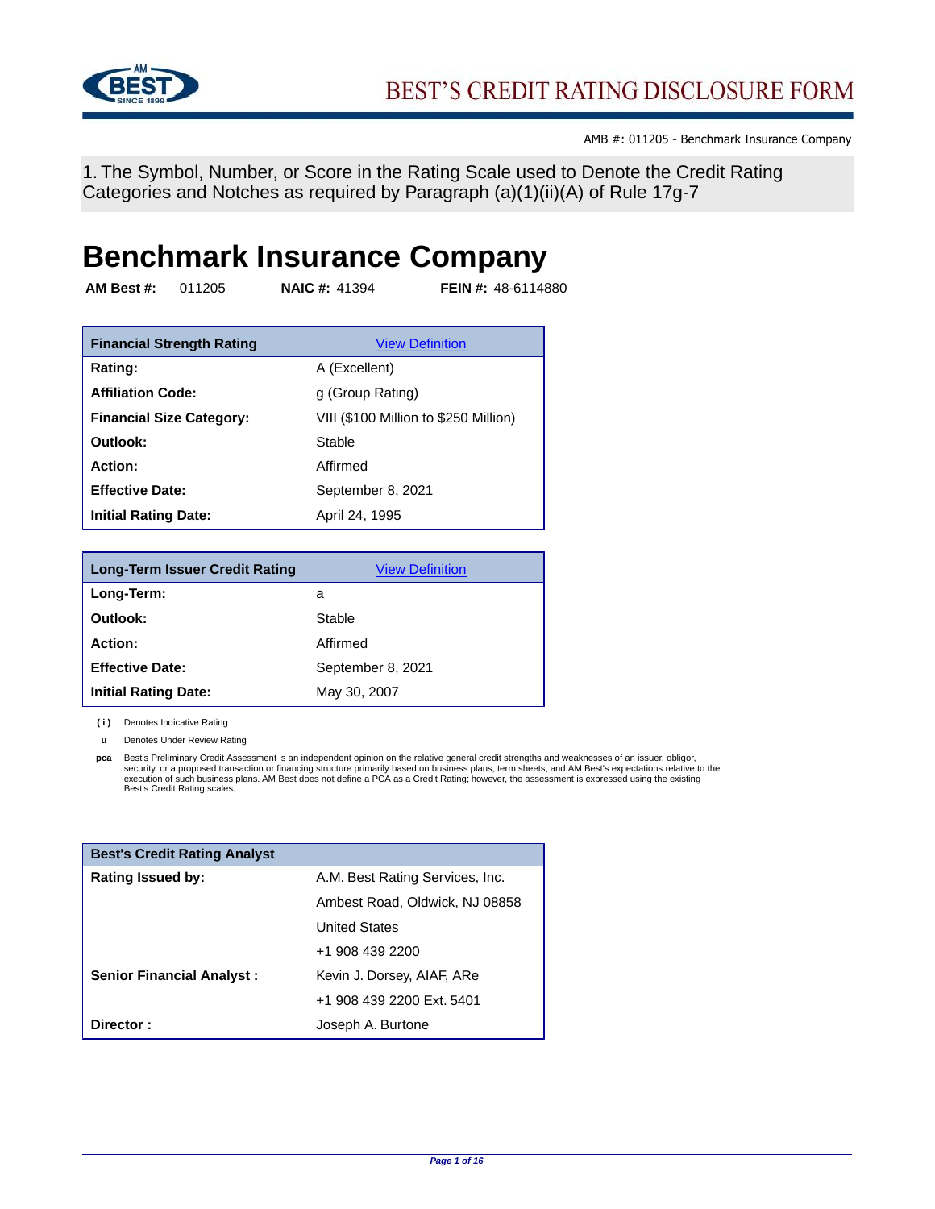# BEST'S CREDIT RATING DISCLOSURE FORM

AMB #: 011205 - Benchmark Insurance Company

## 1. The Symbol, Number, or Score in the Rating Scale used to Denote the Credit Rating Categories and Notches as required by Paragraph (a)(1)(ii)(A) of Rule 17g-7

# Benchmark Insurance Company

**AM Best #:** 011205 **NAIC #:** 41394 **FEIN #:** 48-6114880

| Financial Strength Rating | View Definition |
|---|---|
| **Rating:** | A (Excellent) |
| **Affiliation Code:** | g (Group Rating) |
| **Financial Size Category:** | VIII ($100 Million to $250 Million) |
| **Outlook:** | Stable |
| **Action:** | Affirmed |
| **Effective Date:** | September 8, 2021 |
| **Initial Rating Date:** | April 24, 1995 |

| Long-Term Issuer Credit Rating | View Definition |
|---|---|
| **Long-Term:** | a |
| **Outlook:** | Stable |
| **Action:** | Affirmed |
| **Effective Date:** | September 8, 2021 |
| **Initial Rating Date:** | May 30, 2007 |

**( i )** Denotes Indicative Rating

**u** Denotes Under Review Rating

**pca** Best's Preliminary Credit Assessment is an independent opinion on the relative general credit strengths and weaknesses of an issuer, obligor, security, or a proposed transaction or financing structure primarily based on business plans, term sheets, and AM Best's expectations relative to the execution of such business plans. AM Best does not define a PCA as a Credit Rating; however, the assessment is expressed using the existing Best's Credit Rating scales.

| Best's Credit Rating Analyst | |
|---|---|
| **Rating Issued by:** | A.M. Best Rating Services, Inc. |
| | Ambest Road, Oldwick, NJ 08858 |
| | United States |
| | +1 908 439 2200 |
| **Senior Financial Analyst :** | Kevin J. Dorsey, AIAF, ARe |
| | +1 908 439 2200 Ext. 5401 |
| **Director :** | Joseph A. Burtone |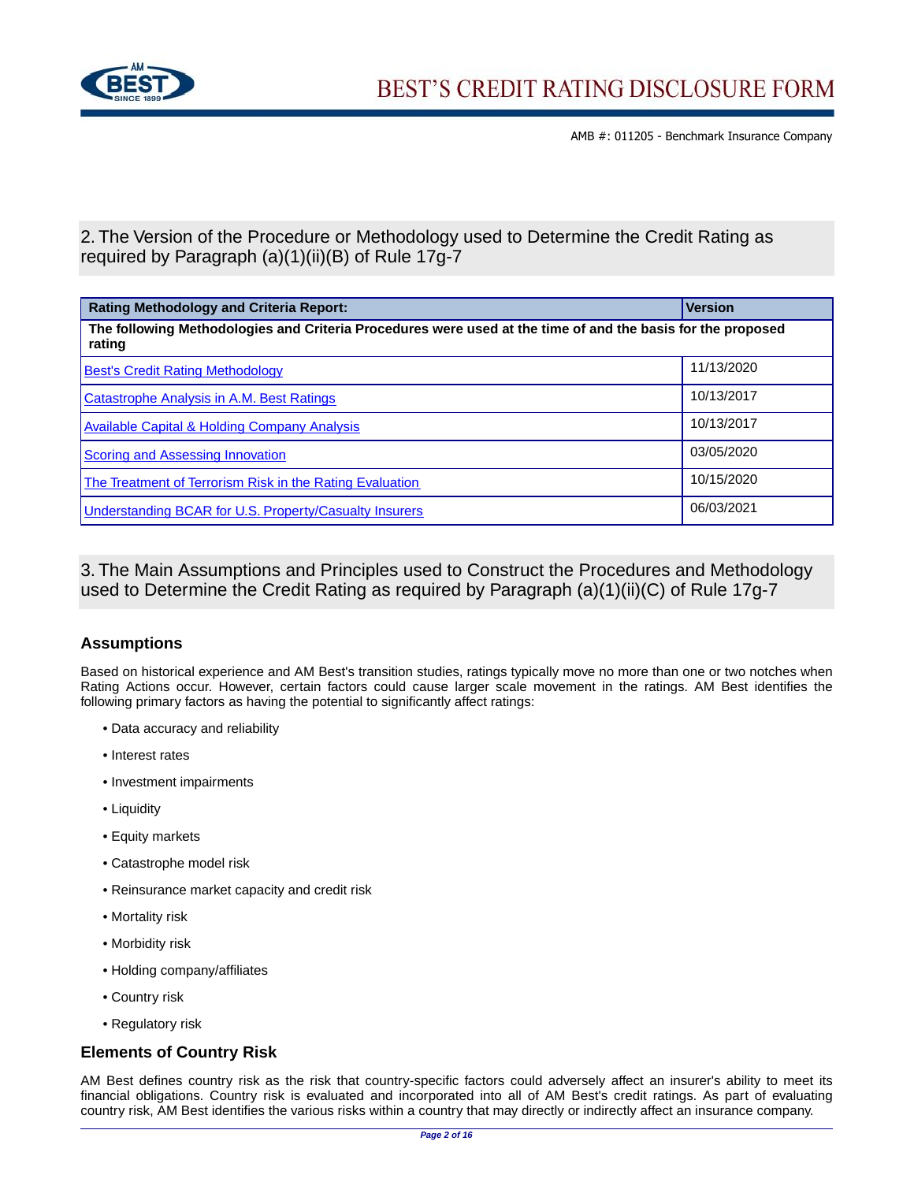## 2. The Version of the Procedure or Methodology used to Determine the Credit Rating as required by Paragraph (a)(1)(ii)(B) of Rule 17g-7

| Rating Methodology and Criteria Report: | Version |
|---|---|
| **The following Methodologies and Criteria Procedures were used at the time of and the basis for the proposed rating** | |
| Best's Credit Rating Methodology | 11/13/2020 |
| Catastrophe Analysis in A.M. Best Ratings | 10/13/2017 |
| Available Capital & Holding Company Analysis | 10/13/2017 |
| Scoring and Assessing Innovation | 03/05/2020 |
| The Treatment of Terrorism Risk in the Rating Evaluation | 10/15/2020 |
| Understanding BCAR for U.S. Property/Casualty Insurers | 06/03/2021 |

## 3. The Main Assumptions and Principles used to Construct the Procedures and Methodology used to Determine the Credit Rating as required by Paragraph (a)(1)(ii)(C) of Rule 17g-7

### Assumptions

Based on historical experience and AM Best's transition studies, ratings typically move no more than one or two notches when Rating Actions occur. However, certain factors could cause larger scale movement in the ratings. AM Best identifies the following primary factors as having the potential to significantly affect ratings:

- Data accuracy and reliability
- Interest rates
- Investment impairments
- Liquidity
- Equity markets
- Catastrophe model risk
- Reinsurance market capacity and credit risk
- Mortality risk
- Morbidity risk
- Holding company/affiliates
- Country risk
- Regulatory risk

### Elements of Country Risk

AM Best defines country risk as the risk that country-specific factors could adversely affect an insurer's ability to meet its financial obligations. Country risk is evaluated and incorporated into all of AM Best's credit ratings. As part of evaluating country risk, AM Best identifies the various risks within a country that may directly or indirectly affect an insurance company.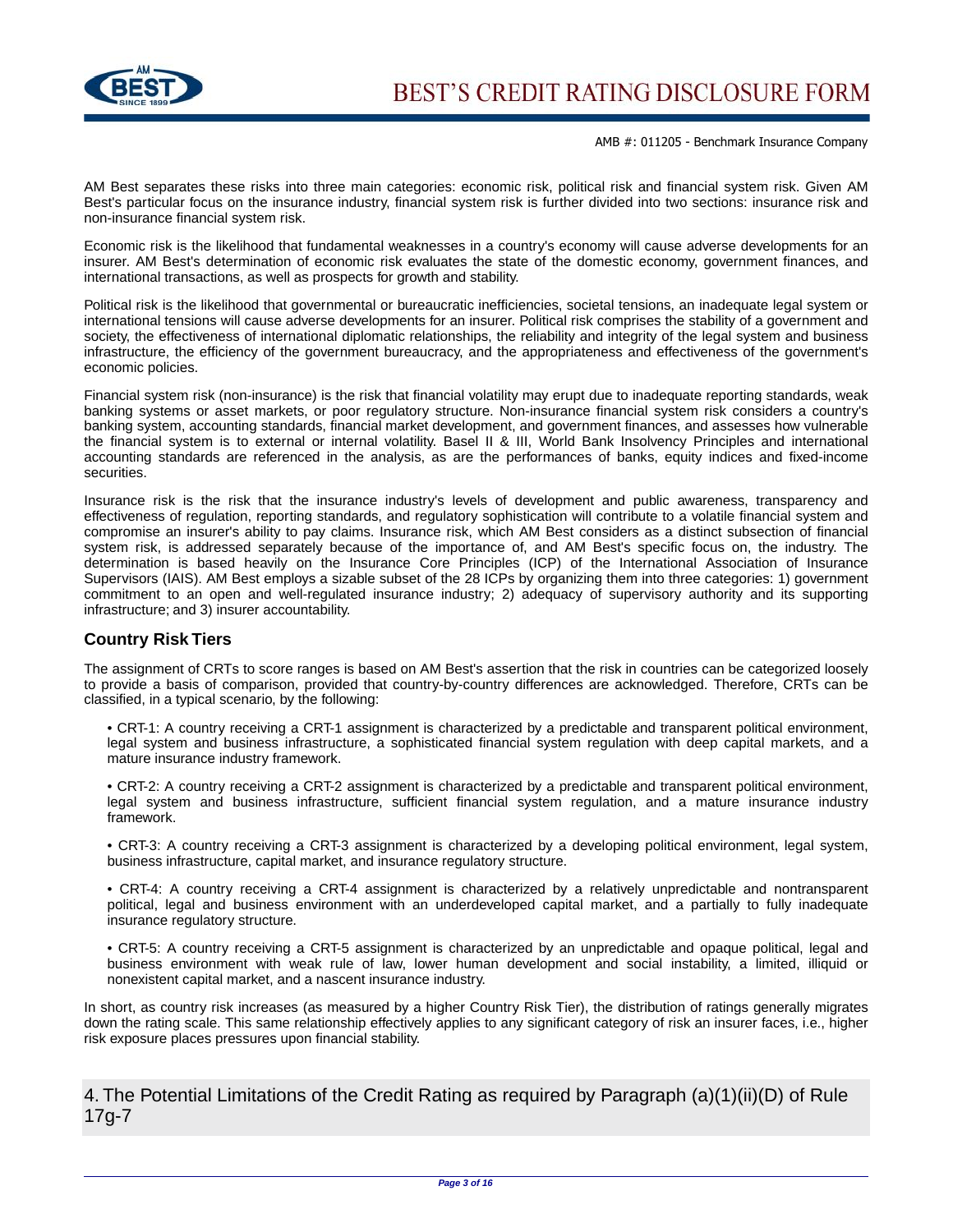AM Best separates these risks into three main categories: economic risk, political risk and financial system risk. Given AM Best's particular focus on the insurance industry, financial system risk is further divided into two sections: insurance risk and non-insurance financial system risk.

Economic risk is the likelihood that fundamental weaknesses in a country's economy will cause adverse developments for an insurer. AM Best's determination of economic risk evaluates the state of the domestic economy, government finances, and international transactions, as well as prospects for growth and stability.

Political risk is the likelihood that governmental or bureaucratic inefficiencies, societal tensions, an inadequate legal system or international tensions will cause adverse developments for an insurer. Political risk comprises the stability of a government and society, the effectiveness of international diplomatic relationships, the reliability and integrity of the legal system and business infrastructure, the efficiency of the government bureaucracy, and the appropriateness and effectiveness of the government's economic policies.

Financial system risk (non-insurance) is the risk that financial volatility may erupt due to inadequate reporting standards, weak banking systems or asset markets, or poor regulatory structure. Non-insurance financial system risk considers a country's banking system, accounting standards, financial market development, and government finances, and assesses how vulnerable the financial system is to external or internal volatility. Basel II & III, World Bank Insolvency Principles and international accounting standards are referenced in the analysis, as are the performances of banks, equity indices and fixed-income securities.

Insurance risk is the risk that the insurance industry's levels of development and public awareness, transparency and effectiveness of regulation, reporting standards, and regulatory sophistication will contribute to a volatile financial system and compromise an insurer's ability to pay claims. Insurance risk, which AM Best considers as a distinct subsection of financial system risk, is addressed separately because of the importance of, and AM Best's specific focus on, the industry. The determination is based heavily on the Insurance Core Principles (ICP) of the International Association of Insurance Supervisors (IAIS). AM Best employs a sizable subset of the 28 ICPs by organizing them into three categories: 1) government commitment to an open and well-regulated insurance industry; 2) adequacy of supervisory authority and its supporting infrastructure; and 3) insurer accountability.

### Country Risk Tiers

The assignment of CRTs to score ranges is based on AM Best's assertion that the risk in countries can be categorized loosely to provide a basis of comparison, provided that country-by-country differences are acknowledged. Therefore, CRTs can be classified, in a typical scenario, by the following:

- CRT-1: A country receiving a CRT-1 assignment is characterized by a predictable and transparent political environment, legal system and business infrastructure, a sophisticated financial system regulation with deep capital markets, and a mature insurance industry framework.

- CRT-2: A country receiving a CRT-2 assignment is characterized by a predictable and transparent political environment, legal system and business infrastructure, sufficient financial system regulation, and a mature insurance industry framework.

- CRT-3: A country receiving a CRT-3 assignment is characterized by a developing political environment, legal system, business infrastructure, capital market, and insurance regulatory structure.

- CRT-4: A country receiving a CRT-4 assignment is characterized by a relatively unpredictable and nontransparent political, legal and business environment with an underdeveloped capital market, and a partially to fully inadequate insurance regulatory structure.

- CRT-5: A country receiving a CRT-5 assignment is characterized by an unpredictable and opaque political, legal and business environment with weak rule of law, lower human development and social instability, a limited, illiquid or nonexistent capital market, and a nascent insurance industry.

In short, as country risk increases (as measured by a higher Country Risk Tier), the distribution of ratings generally migrates down the rating scale. This same relationship effectively applies to any significant category of risk an insurer faces, i.e., higher risk exposure places pressures upon financial stability.

## 4. The Potential Limitations of the Credit Rating as required by Paragraph (a)(1)(ii)(D) of Rule 17g-7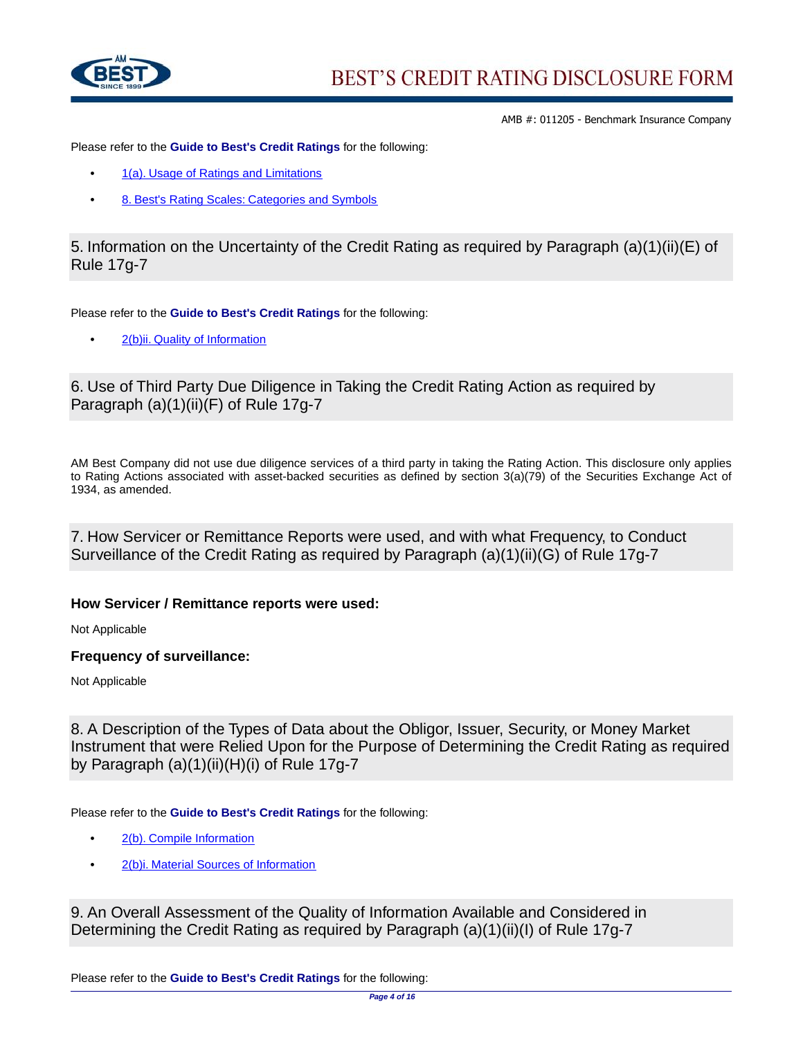AMB #: 011205 - Benchmark Insurance Company

Please refer to the **Guide to Best's Credit Ratings** for the following:

- 1(a). Usage of Ratings and Limitations
- 8. Best's Rating Scales: Categories and Symbols

## 5. Information on the Uncertainty of the Credit Rating as required by Paragraph (a)(1)(ii)(E) of Rule 17g-7

Please refer to the **Guide to Best's Credit Ratings** for the following:

- 2(b)ii. Quality of Information

## 6. Use of Third Party Due Diligence in Taking the Credit Rating Action as required by Paragraph (a)(1)(ii)(F) of Rule 17g-7

AM Best Company did not use due diligence services of a third party in taking the Rating Action. This disclosure only applies to Rating Actions associated with asset-backed securities as defined by section 3(a)(79) of the Securities Exchange Act of 1934, as amended.

## 7. How Servicer or Remittance Reports were used, and with what Frequency, to Conduct Surveillance of the Credit Rating as required by Paragraph (a)(1)(ii)(G) of Rule 17g-7

### How Servicer / Remittance reports were used:

Not Applicable

### Frequency of surveillance:

Not Applicable

## 8. A Description of the Types of Data about the Obligor, Issuer, Security, or Money Market Instrument that were Relied Upon for the Purpose of Determining the Credit Rating as required by Paragraph (a)(1)(ii)(H)(i) of Rule 17g-7

Please refer to the **Guide to Best's Credit Ratings** for the following:

- 2(b). Compile Information
- 2(b)i. Material Sources of Information

## 9. An Overall Assessment of the Quality of Information Available and Considered in Determining the Credit Rating as required by Paragraph (a)(1)(ii)(I) of Rule 17g-7

Please refer to the **Guide to Best's Credit Ratings** for the following: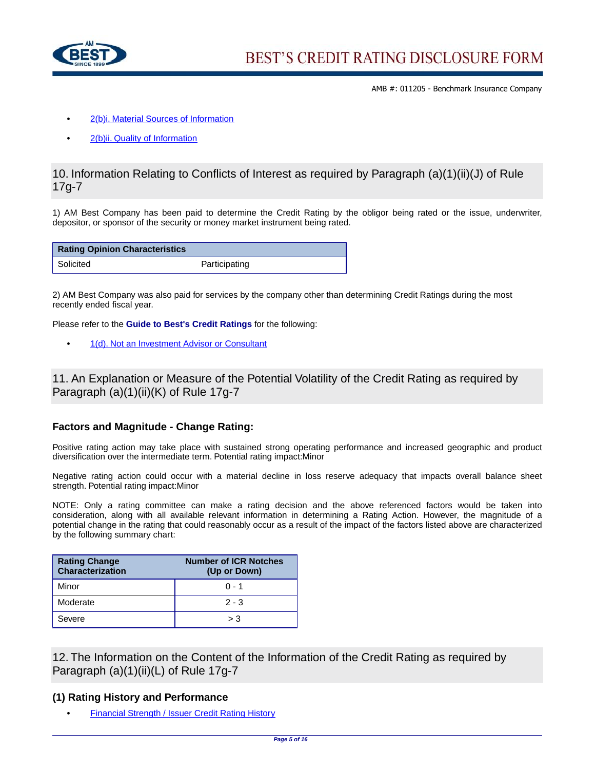- 2(b)i. Material Sources of Information
- 2(b)ii. Quality of Information

## 10. Information Relating to Conflicts of Interest as required by Paragraph (a)(1)(ii)(J) of Rule 17g-7

1) AM Best Company has been paid to determine the Credit Rating by the obligor being rated or the issue, underwriter, depositor, or sponsor of the security or money market instrument being rated.

| Rating Opinion Characteristics | |
|---|---|
| Solicited | Participating |

2) AM Best Company was also paid for services by the company other than determining Credit Ratings during the most recently ended fiscal year.

Please refer to the **Guide to Best's Credit Ratings** for the following:

- 1(d). Not an Investment Advisor or Consultant

## 11. An Explanation or Measure of the Potential Volatility of the Credit Rating as required by Paragraph (a)(1)(ii)(K) of Rule 17g-7

### Factors and Magnitude - Change Rating:

Positive rating action may take place with sustained strong operating performance and increased geographic and product diversification over the intermediate term. Potential rating impact:Minor

Negative rating action could occur with a material decline in loss reserve adequacy that impacts overall balance sheet strength. Potential rating impact:Minor

NOTE: Only a rating committee can make a rating decision and the above referenced factors would be taken into consideration, along with all available relevant information in determining a Rating Action. However, the magnitude of a potential change in the rating that could reasonably occur as a result of the impact of the factors listed above are characterized by the following summary chart:

| Rating Change Characterization | Number of ICR Notches (Up or Down) |
|---|---|
| Minor | 0 - 1 |
| Moderate | 2 - 3 |
| Severe | > 3 |

## 12. The Information on the Content of the Information of the Credit Rating as required by Paragraph (a)(1)(ii)(L) of Rule 17g-7

### (1) Rating History and Performance

- Financial Strength / Issuer Credit Rating History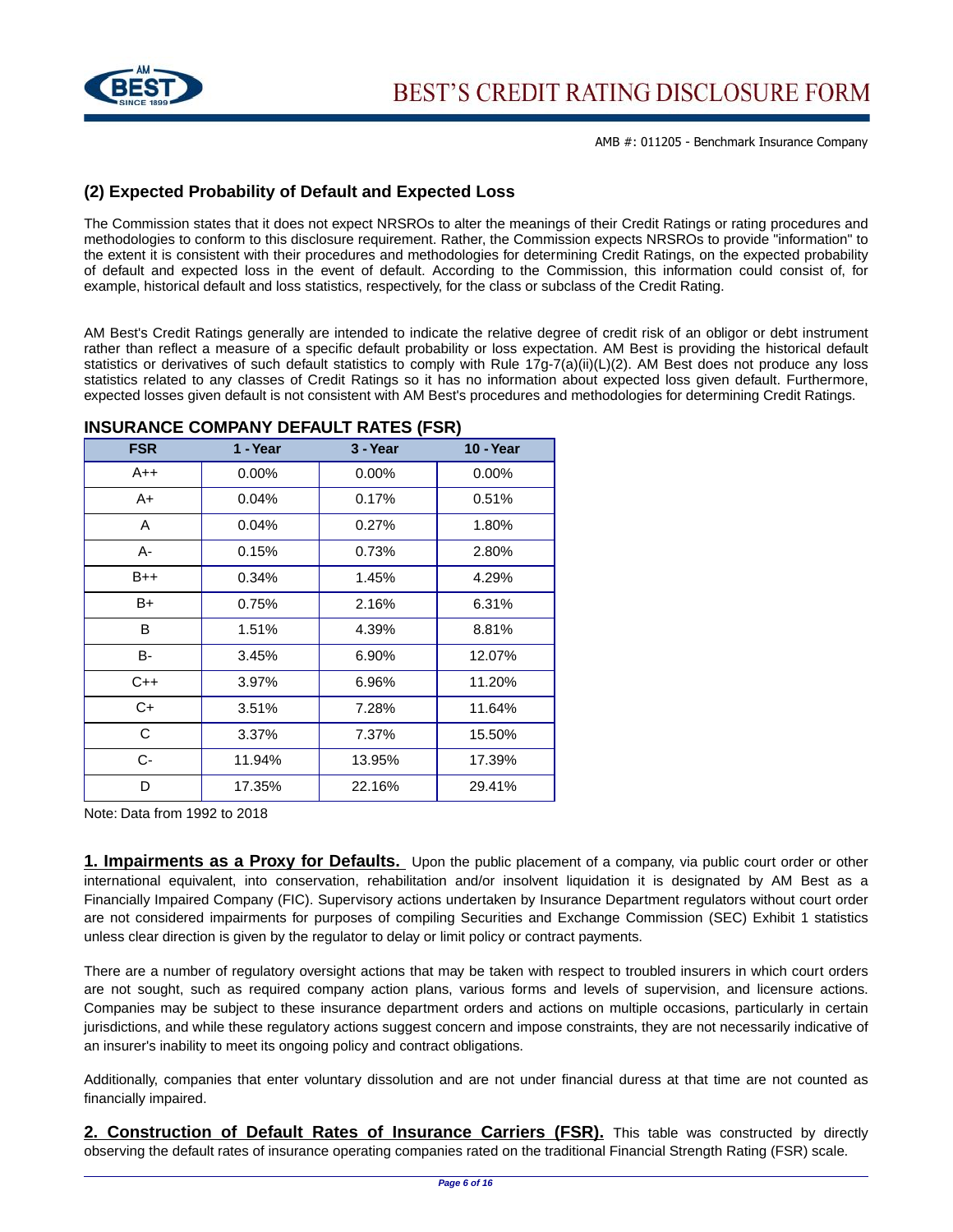## (2) Expected Probability of Default and Expected Loss

The Commission states that it does not expect NRSROs to alter the meanings of their Credit Ratings or rating procedures and methodologies to conform to this disclosure requirement. Rather, the Commission expects NRSROs to provide "information" to the extent it is consistent with their procedures and methodologies for determining Credit Ratings, on the expected probability of default and expected loss in the event of default. According to the Commission, this information could consist of, for example, historical default and loss statistics, respectively, for the class or subclass of the Credit Rating.

AM Best's Credit Ratings generally are intended to indicate the relative degree of credit risk of an obligor or debt instrument rather than reflect a measure of a specific default probability or loss expectation. AM Best is providing the historical default statistics or derivatives of such default statistics to comply with Rule 17g-7(a)(ii)(L)(2). AM Best does not produce any loss statistics related to any classes of Credit Ratings so it has no information about expected loss given default. Furthermore, expected losses given default is not consistent with AM Best's procedures and methodologies for determining Credit Ratings.

### INSURANCE COMPANY DEFAULT RATES (FSR)

| FSR | 1 - Year | 3 - Year | 10 - Year |
|---|---|---|---|
| A++ | 0.00% | 0.00% | 0.00% |
| A+ | 0.04% | 0.17% | 0.51% |
| A | 0.04% | 0.27% | 1.80% |
| A- | 0.15% | 0.73% | 2.80% |
| B++ | 0.34% | 1.45% | 4.29% |
| B+ | 0.75% | 2.16% | 6.31% |
| B | 1.51% | 4.39% | 8.81% |
| B- | 3.45% | 6.90% | 12.07% |
| C++ | 3.97% | 6.96% | 11.20% |
| C+ | 3.51% | 7.28% | 11.64% |
| C | 3.37% | 7.37% | 15.50% |
| C- | 11.94% | 13.95% | 17.39% |
| D | 17.35% | 22.16% | 29.41% |

Note: Data from 1992 to 2018

**1. Impairments as a Proxy for Defaults.** Upon the public placement of a company, via public court order or other international equivalent, into conservation, rehabilitation and/or insolvent liquidation it is designated by AM Best as a Financially Impaired Company (FIC). Supervisory actions undertaken by Insurance Department regulators without court order are not considered impairments for purposes of compiling Securities and Exchange Commission (SEC) Exhibit 1 statistics unless clear direction is given by the regulator to delay or limit policy or contract payments.

There are a number of regulatory oversight actions that may be taken with respect to troubled insurers in which court orders are not sought, such as required company action plans, various forms and levels of supervision, and licensure actions. Companies may be subject to these insurance department orders and actions on multiple occasions, particularly in certain jurisdictions, and while these regulatory actions suggest concern and impose constraints, they are not necessarily indicative of an insurer's inability to meet its ongoing policy and contract obligations.

Additionally, companies that enter voluntary dissolution and are not under financial duress at that time are not counted as financially impaired.

**2. Construction of Default Rates of Insurance Carriers (FSR).** This table was constructed by directly observing the default rates of insurance operating companies rated on the traditional Financial Strength Rating (FSR) scale.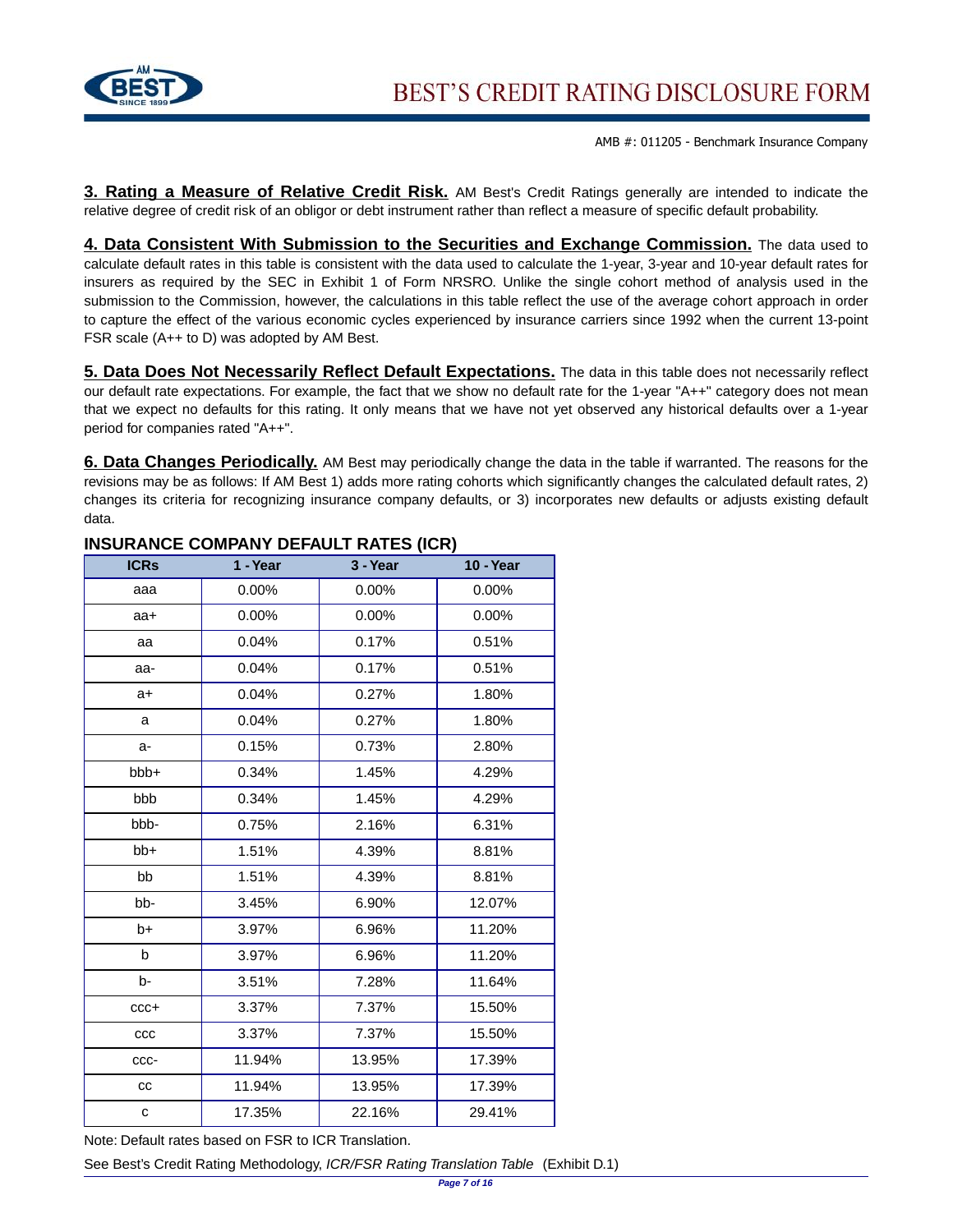**3. Rating a Measure of Relative Credit Risk.** AM Best's Credit Ratings generally are intended to indicate the relative degree of credit risk of an obligor or debt instrument rather than reflect a measure of specific default probability.

**4. Data Consistent With Submission to the Securities and Exchange Commission.** The data used to calculate default rates in this table is consistent with the data used to calculate the 1-year, 3-year and 10-year default rates for insurers as required by the SEC in Exhibit 1 of Form NRSRO. Unlike the single cohort method of analysis used in the submission to the Commission, however, the calculations in this table reflect the use of the average cohort approach in order to capture the effect of the various economic cycles experienced by insurance carriers since 1992 when the current 13-point FSR scale (A++ to D) was adopted by AM Best.

**5. Data Does Not Necessarily Reflect Default Expectations.** The data in this table does not necessarily reflect our default rate expectations. For example, the fact that we show no default rate for the 1-year "A++" category does not mean that we expect no defaults for this rating. It only means that we have not yet observed any historical defaults over a 1-year period for companies rated "A++".

**6. Data Changes Periodically.** AM Best may periodically change the data in the table if warranted. The reasons for the revisions may be as follows: If AM Best 1) adds more rating cohorts which significantly changes the calculated default rates, 2) changes its criteria for recognizing insurance company defaults, or 3) incorporates new defaults or adjusts existing default data.

## INSURANCE COMPANY DEFAULT RATES (ICR)

| ICRs | 1 - Year | 3 - Year | 10 - Year |
|---|---|---|---|
| aaa | 0.00% | 0.00% | 0.00% |
| aa+ | 0.00% | 0.00% | 0.00% |
| aa | 0.04% | 0.17% | 0.51% |
| aa- | 0.04% | 0.17% | 0.51% |
| a+ | 0.04% | 0.27% | 1.80% |
| a | 0.04% | 0.27% | 1.80% |
| a- | 0.15% | 0.73% | 2.80% |
| bbb+ | 0.34% | 1.45% | 4.29% |
| bbb | 0.34% | 1.45% | 4.29% |
| bbb- | 0.75% | 2.16% | 6.31% |
| bb+ | 1.51% | 4.39% | 8.81% |
| bb | 1.51% | 4.39% | 8.81% |
| bb- | 3.45% | 6.90% | 12.07% |
| b+ | 3.97% | 6.96% | 11.20% |
| b | 3.97% | 6.96% | 11.20% |
| b- | 3.51% | 7.28% | 11.64% |
| ccc+ | 3.37% | 7.37% | 15.50% |
| ccc | 3.37% | 7.37% | 15.50% |
| ccc- | 11.94% | 13.95% | 17.39% |
| cc | 11.94% | 13.95% | 17.39% |
| c | 17.35% | 22.16% | 29.41% |

Note: Default rates based on FSR to ICR Translation.

See Best's Credit Rating Methodology, *ICR/FSR Rating Translation Table* (Exhibit D.1)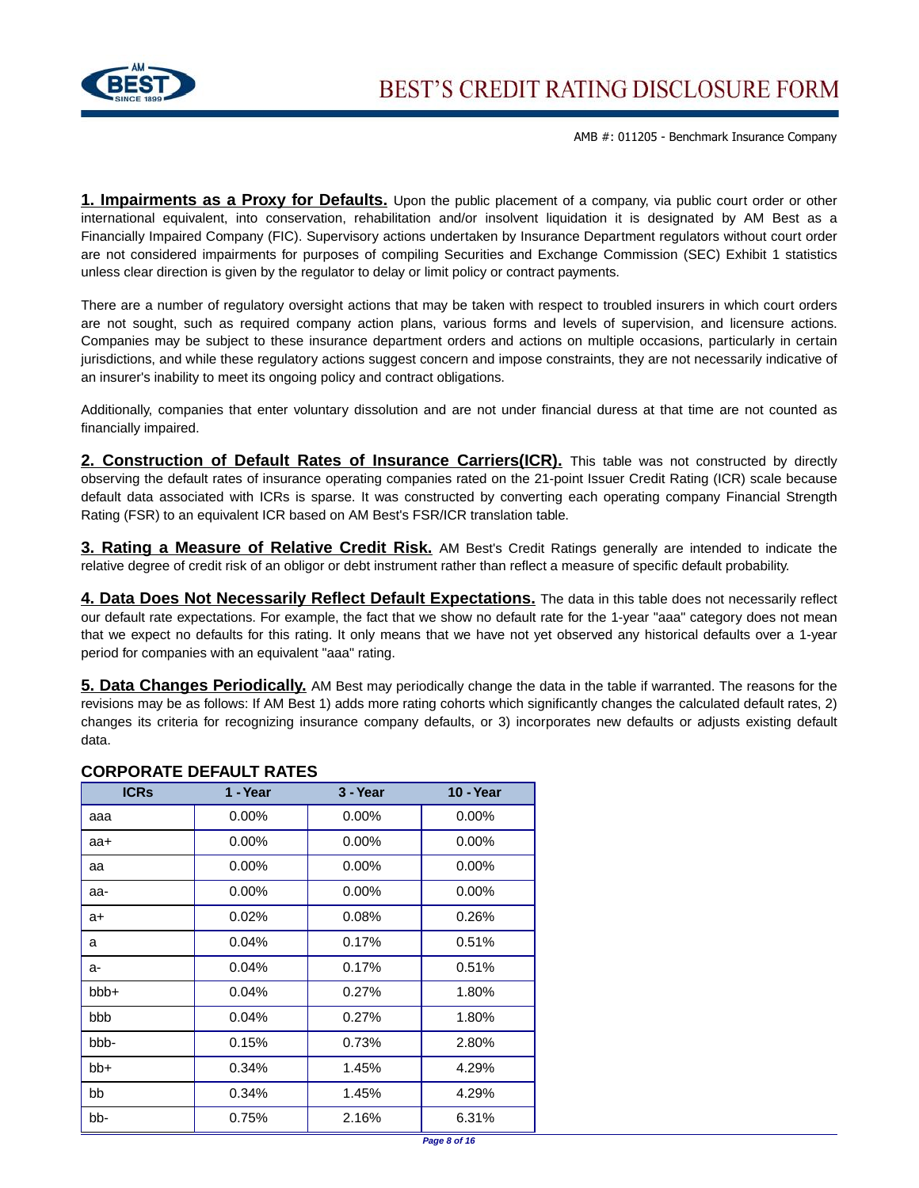AMB #: 011205 - Benchmark Insurance Company

**1. Impairments as a Proxy for Defaults.** Upon the public placement of a company, via public court order or other international equivalent, into conservation, rehabilitation and/or insolvent liquidation it is designated by AM Best as a Financially Impaired Company (FIC). Supervisory actions undertaken by Insurance Department regulators without court order are not considered impairments for purposes of compiling Securities and Exchange Commission (SEC) Exhibit 1 statistics unless clear direction is given by the regulator to delay or limit policy or contract payments.

There are a number of regulatory oversight actions that may be taken with respect to troubled insurers in which court orders are not sought, such as required company action plans, various forms and levels of supervision, and licensure actions. Companies may be subject to these insurance department orders and actions on multiple occasions, particularly in certain jurisdictions, and while these regulatory actions suggest concern and impose constraints, they are not necessarily indicative of an insurer's inability to meet its ongoing policy and contract obligations.

Additionally, companies that enter voluntary dissolution and are not under financial duress at that time are not counted as financially impaired.

**2. Construction of Default Rates of Insurance Carriers(ICR).** This table was not constructed by directly observing the default rates of insurance operating companies rated on the 21-point Issuer Credit Rating (ICR) scale because default data associated with ICRs is sparse. It was constructed by converting each operating company Financial Strength Rating (FSR) to an equivalent ICR based on AM Best's FSR/ICR translation table.

**3. Rating a Measure of Relative Credit Risk.** AM Best's Credit Ratings generally are intended to indicate the relative degree of credit risk of an obligor or debt instrument rather than reflect a measure of specific default probability.

**4. Data Does Not Necessarily Reflect Default Expectations.** The data in this table does not necessarily reflect our default rate expectations. For example, the fact that we show no default rate for the 1-year "aaa" category does not mean that we expect no defaults for this rating. It only means that we have not yet observed any historical defaults over a 1-year period for companies with an equivalent "aaa" rating.

**5. Data Changes Periodically.** AM Best may periodically change the data in the table if warranted. The reasons for the revisions may be as follows: If AM Best 1) adds more rating cohorts which significantly changes the calculated default rates, 2) changes its criteria for recognizing insurance company defaults, or 3) incorporates new defaults or adjusts existing default data.

## CORPORATE DEFAULT RATES

| ICRs | 1 - Year | 3 - Year | 10 - Year |
|---|---|---|---|
| aaa | 0.00% | 0.00% | 0.00% |
| aa+ | 0.00% | 0.00% | 0.00% |
| aa | 0.00% | 0.00% | 0.00% |
| aa- | 0.00% | 0.00% | 0.00% |
| a+ | 0.02% | 0.08% | 0.26% |
| a | 0.04% | 0.17% | 0.51% |
| a- | 0.04% | 0.17% | 0.51% |
| bbb+ | 0.04% | 0.27% | 1.80% |
| bbb | 0.04% | 0.27% | 1.80% |
| bbb- | 0.15% | 0.73% | 2.80% |
| bb+ | 0.34% | 1.45% | 4.29% |
| bb | 0.34% | 1.45% | 4.29% |
| bb- | 0.75% | 2.16% | 6.31% |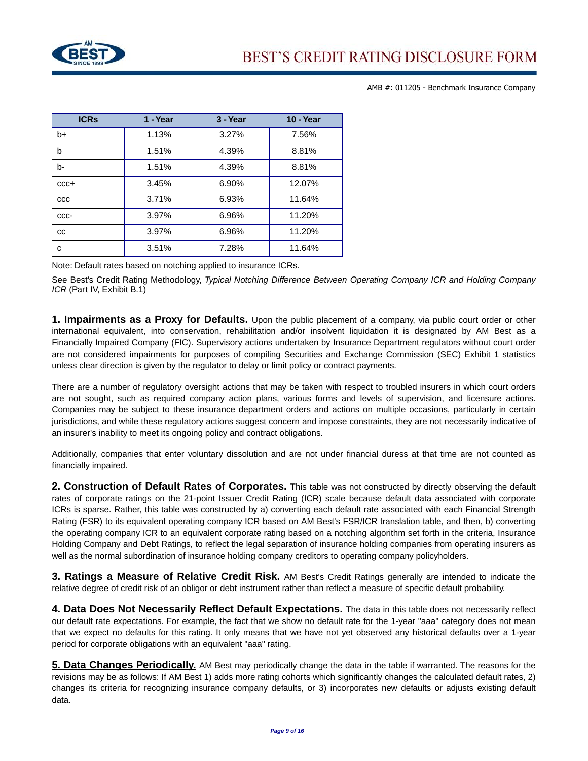AMB #: 011205 - Benchmark Insurance Company

| ICRs | 1 - Year | 3 - Year | 10 - Year |
|---|---|---|---|
| b+ | 1.13% | 3.27% | 7.56% |
| b | 1.51% | 4.39% | 8.81% |
| b- | 1.51% | 4.39% | 8.81% |
| ccc+ | 3.45% | 6.90% | 12.07% |
| ccc | 3.71% | 6.93% | 11.64% |
| ccc- | 3.97% | 6.96% | 11.20% |
| cc | 3.97% | 6.96% | 11.20% |
| c | 3.51% | 7.28% | 11.64% |

Note: Default rates based on notching applied to insurance ICRs.

See Best's Credit Rating Methodology, *Typical Notching Difference Between Operating Company ICR and Holding Company ICR* (Part IV, Exhibit B.1)

**1. Impairments as a Proxy for Defaults.** Upon the public placement of a company, via public court order or other international equivalent, into conservation, rehabilitation and/or insolvent liquidation it is designated by AM Best as a Financially Impaired Company (FIC). Supervisory actions undertaken by Insurance Department regulators without court order are not considered impairments for purposes of compiling Securities and Exchange Commission (SEC) Exhibit 1 statistics unless clear direction is given by the regulator to delay or limit policy or contract payments.

There are a number of regulatory oversight actions that may be taken with respect to troubled insurers in which court orders are not sought, such as required company action plans, various forms and levels of supervision, and licensure actions. Companies may be subject to these insurance department orders and actions on multiple occasions, particularly in certain jurisdictions, and while these regulatory actions suggest concern and impose constraints, they are not necessarily indicative of an insurer's inability to meet its ongoing policy and contract obligations.

Additionally, companies that enter voluntary dissolution and are not under financial duress at that time are not counted as financially impaired.

**2. Construction of Default Rates of Corporates.** This table was not constructed by directly observing the default rates of corporate ratings on the 21-point Issuer Credit Rating (ICR) scale because default data associated with corporate ICRs is sparse. Rather, this table was constructed by a) converting each default rate associated with each Financial Strength Rating (FSR) to its equivalent operating company ICR based on AM Best's FSR/ICR translation table, and then, b) converting the operating company ICR to an equivalent corporate rating based on a notching algorithm set forth in the criteria, Insurance Holding Company and Debt Ratings, to reflect the legal separation of insurance holding companies from operating insurers as well as the normal subordination of insurance holding company creditors to operating company policyholders.

**3. Ratings a Measure of Relative Credit Risk.** AM Best's Credit Ratings generally are intended to indicate the relative degree of credit risk of an obligor or debt instrument rather than reflect a measure of specific default probability.

**4. Data Does Not Necessarily Reflect Default Expectations.** The data in this table does not necessarily reflect our default rate expectations. For example, the fact that we show no default rate for the 1-year "aaa" category does not mean that we expect no defaults for this rating. It only means that we have not yet observed any historical defaults over a 1-year period for corporate obligations with an equivalent "aaa" rating.

**5. Data Changes Periodically.** AM Best may periodically change the data in the table if warranted. The reasons for the revisions may be as follows: If AM Best 1) adds more rating cohorts which significantly changes the calculated default rates, 2) changes its criteria for recognizing insurance company defaults, or 3) incorporates new defaults or adjusts existing default data.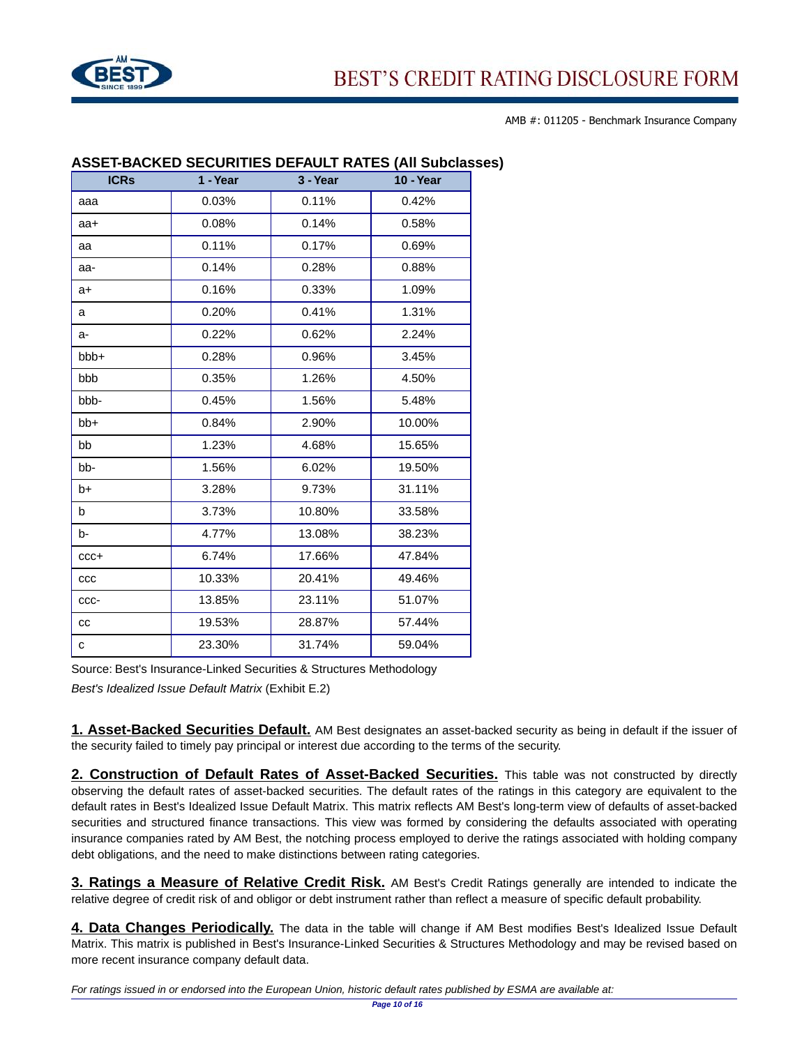AMB #: 011205 - Benchmark Insurance Company

## ASSET-BACKED SECURITIES DEFAULT RATES (All Subclasses)

| ICRs | 1 - Year | 3 - Year | 10 - Year |
|---|---|---|---|
| aaa | 0.03% | 0.11% | 0.42% |
| aa+ | 0.08% | 0.14% | 0.58% |
| aa | 0.11% | 0.17% | 0.69% |
| aa- | 0.14% | 0.28% | 0.88% |
| a+ | 0.16% | 0.33% | 1.09% |
| a | 0.20% | 0.41% | 1.31% |
| a- | 0.22% | 0.62% | 2.24% |
| bbb+ | 0.28% | 0.96% | 3.45% |
| bbb | 0.35% | 1.26% | 4.50% |
| bbb- | 0.45% | 1.56% | 5.48% |
| bb+ | 0.84% | 2.90% | 10.00% |
| bb | 1.23% | 4.68% | 15.65% |
| bb- | 1.56% | 6.02% | 19.50% |
| b+ | 3.28% | 9.73% | 31.11% |
| b | 3.73% | 10.80% | 33.58% |
| b- | 4.77% | 13.08% | 38.23% |
| ccc+ | 6.74% | 17.66% | 47.84% |
| ccc | 10.33% | 20.41% | 49.46% |
| ccc- | 13.85% | 23.11% | 51.07% |
| cc | 19.53% | 28.87% | 57.44% |
| c | 23.30% | 31.74% | 59.04% |

Source: Best's Insurance-Linked Securities & Structures Methodology

*Best's Idealized Issue Default Matrix* (Exhibit E.2)

**1. Asset-Backed Securities Default.** AM Best designates an asset-backed security as being in default if the issuer of the security failed to timely pay principal or interest due according to the terms of the security.

**2. Construction of Default Rates of Asset-Backed Securities.** This table was not constructed by directly observing the default rates of asset-backed securities. The default rates of the ratings in this category are equivalent to the default rates in Best's Idealized Issue Default Matrix. This matrix reflects AM Best's long-term view of defaults of asset-backed securities and structured finance transactions. This view was formed by considering the defaults associated with operating insurance companies rated by AM Best, the notching process employed to derive the ratings associated with holding company debt obligations, and the need to make distinctions between rating categories.

**3. Ratings a Measure of Relative Credit Risk.** AM Best's Credit Ratings generally are intended to indicate the relative degree of credit risk of and obligor or debt instrument rather than reflect a measure of specific default probability.

**4. Data Changes Periodically.** The data in the table will change if AM Best modifies Best's Idealized Issue Default Matrix. This matrix is published in Best's Insurance-Linked Securities & Structures Methodology and may be revised based on more recent insurance company default data.

*For ratings issued in or endorsed into the European Union, historic default rates published by ESMA are available at:*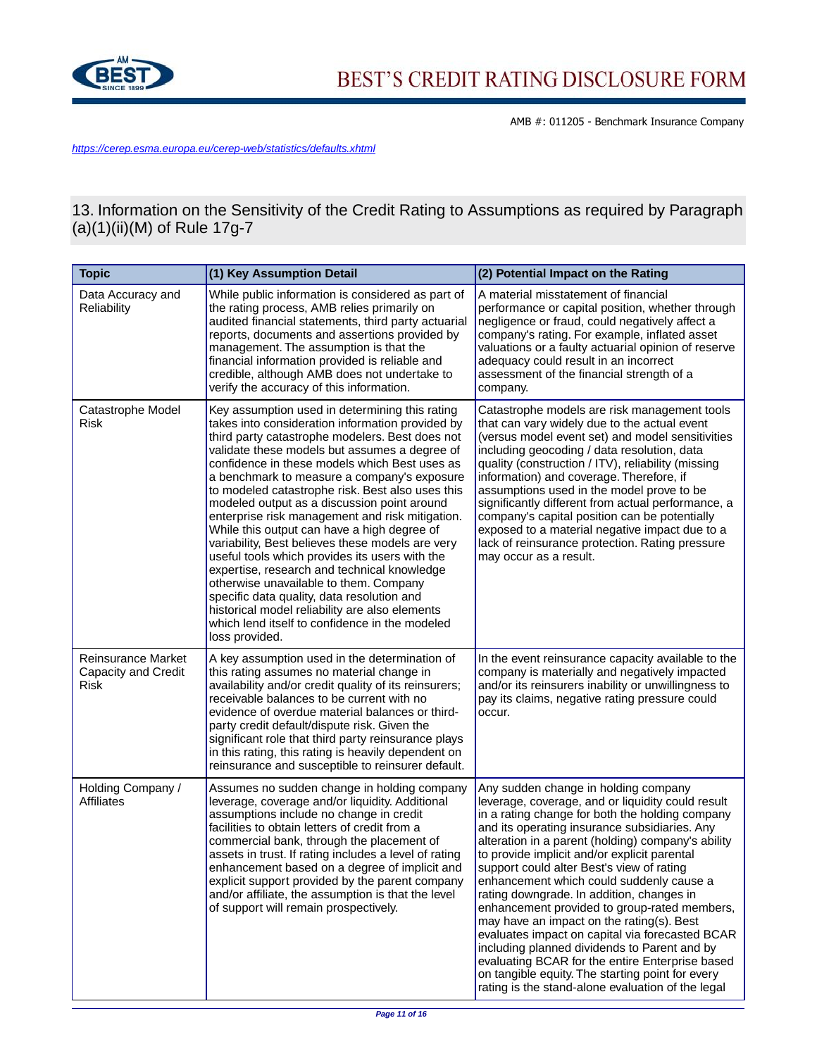https://cerep.esma.europa.eu/cerep-web/statistics/defaults.xhtml

## 13. Information on the Sensitivity of the Credit Rating to Assumptions as required by Paragraph (a)(1)(ii)(M) of Rule 17g-7

| Topic | (1) Key Assumption Detail | (2) Potential Impact on the Rating |
|---|---|---|
| Data Accuracy and Reliability | While public information is considered as part of the rating process, AMB relies primarily on audited financial statements, third party actuarial reports, documents and assertions provided by management. The assumption is that the financial information provided is reliable and credible, although AMB does not undertake to verify the accuracy of this information. | A material misstatement of financial performance or capital position, whether through negligence or fraud, could negatively affect a company's rating. For example, inflated asset valuations or a faulty actuarial opinion of reserve adequacy could result in an incorrect assessment of the financial strength of a company. |
| Catastrophe Model Risk | Key assumption used in determining this rating takes into consideration information provided by third party catastrophe modelers. Best does not validate these models but assumes a degree of confidence in these models which Best uses as a benchmark to measure a company's exposure to modeled catastrophe risk. Best also uses this modeled output as a discussion point around enterprise risk management and risk mitigation. While this output can have a high degree of variability, Best believes these models are very useful tools which provides its users with the expertise, research and technical knowledge otherwise unavailable to them. Company specific data quality, data resolution and historical model reliability are also elements which lend itself to confidence in the modeled loss provided. | Catastrophe models are risk management tools that can vary widely due to the actual event (versus model event set) and model sensitivities including geocoding / data resolution, data quality (construction / ITV), reliability (missing information) and coverage. Therefore, if assumptions used in the model prove to be significantly different from actual performance, a company's capital position can be potentially exposed to a material negative impact due to a lack of reinsurance protection. Rating pressure may occur as a result. |
| Reinsurance Market Capacity and Credit Risk | A key assumption used in the determination of this rating assumes no material change in availability and/or credit quality of its reinsurers; receivable balances to be current with no evidence of overdue material balances or third-party credit default/dispute risk. Given the significant role that third party reinsurance plays in this rating, this rating is heavily dependent on reinsurance and susceptible to reinsurer default. | In the event reinsurance capacity available to the company is materially and negatively impacted and/or its reinsurers inability or unwillingness to pay its claims, negative rating pressure could occur. |
| Holding Company / Affiliates | Assumes no sudden change in holding company leverage, coverage and/or liquidity. Additional assumptions include no change in credit facilities to obtain letters of credit from a commercial bank, through the placement of assets in trust. If rating includes a level of rating enhancement based on a degree of implicit and explicit support provided by the parent company and/or affiliate, the assumption is that the level of support will remain prospectively. | Any sudden change in holding company leverage, coverage, and or liquidity could result in a rating change for both the holding company and its operating insurance subsidiaries. Any alteration in a parent (holding) company's ability to provide implicit and/or explicit parental support could alter Best's view of rating enhancement which could suddenly cause a rating downgrade. In addition, changes in enhancement provided to group-rated members, may have an impact on the rating(s). Best evaluates impact on capital via forecasted BCAR including planned dividends to Parent and by evaluating BCAR for the entire Enterprise based on tangible equity. The starting point for every rating is the stand-alone evaluation of the legal |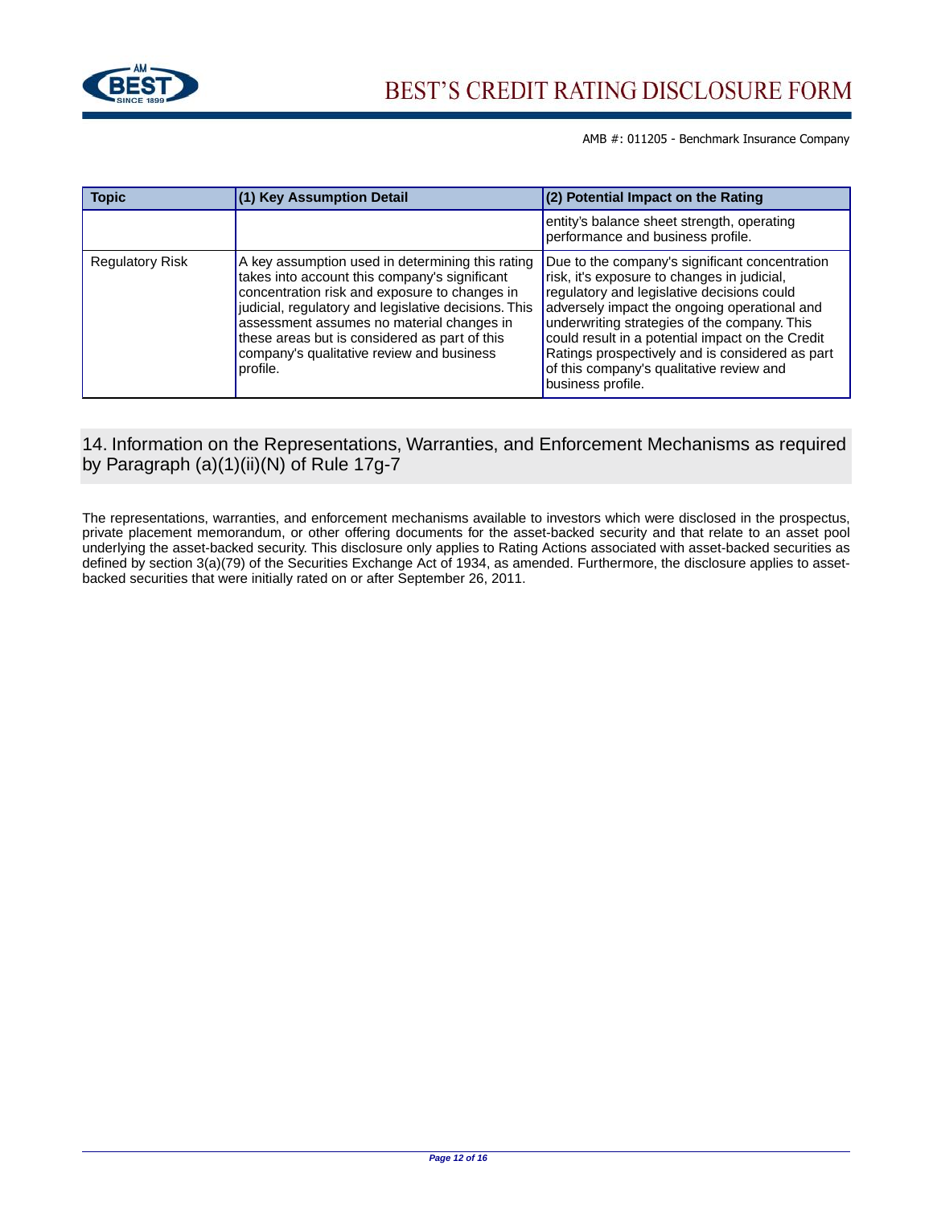| Topic | (1) Key Assumption Detail | (2) Potential Impact on the Rating |
|---|---|---|
| | | entity's balance sheet strength, operating performance and business profile. |
| Regulatory Risk | A key assumption used in determining this rating takes into account this company's significant concentration risk and exposure to changes in judicial, regulatory and legislative decisions. This assessment assumes no material changes in these areas but is considered as part of this company's qualitative review and business profile. | Due to the company's significant concentration risk, it's exposure to changes in judicial, regulatory and legislative decisions could adversely impact the ongoing operational and underwriting strategies of the company. This could result in a potential impact on the Credit Ratings prospectively and is considered as part of this company's qualitative review and business profile. |

## 14. Information on the Representations, Warranties, and Enforcement Mechanisms as required by Paragraph (a)(1)(ii)(N) of Rule 17g-7

The representations, warranties, and enforcement mechanisms available to investors which were disclosed in the prospectus, private placement memorandum, or other offering documents for the asset-backed security and that relate to an asset pool underlying the asset-backed security. This disclosure only applies to Rating Actions associated with asset-backed securities as defined by section 3(a)(79) of the Securities Exchange Act of 1934, as amended. Furthermore, the disclosure applies to asset-backed securities that were initially rated on or after September 26, 2011.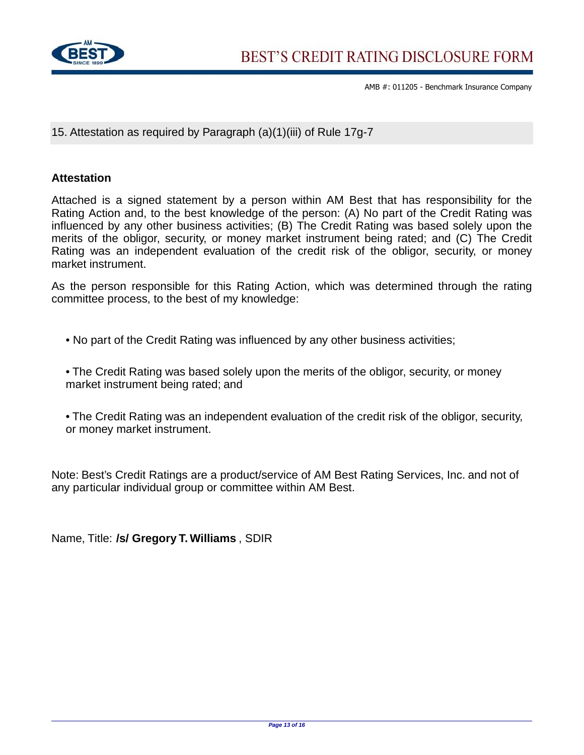## 15. Attestation as required by Paragraph (a)(1)(iii) of Rule 17g-7

### Attestation

Attached is a signed statement by a person within AM Best that has responsibility for the Rating Action and, to the best knowledge of the person: (A) No part of the Credit Rating was influenced by any other business activities; (B) The Credit Rating was based solely upon the merits of the obligor, security, or money market instrument being rated; and (C) The Credit Rating was an independent evaluation of the credit risk of the obligor, security, or money market instrument.

As the person responsible for this Rating Action, which was determined through the rating committee process, to the best of my knowledge:

- No part of the Credit Rating was influenced by any other business activities;
- The Credit Rating was based solely upon the merits of the obligor, security, or money market instrument being rated; and
- The Credit Rating was an independent evaluation of the credit risk of the obligor, security, or money market instrument.

Note: Best's Credit Ratings are a product/service of AM Best Rating Services, Inc. and not of any particular individual group or committee within AM Best.

Name, Title: **/s/ Gregory T. Williams** , SDIR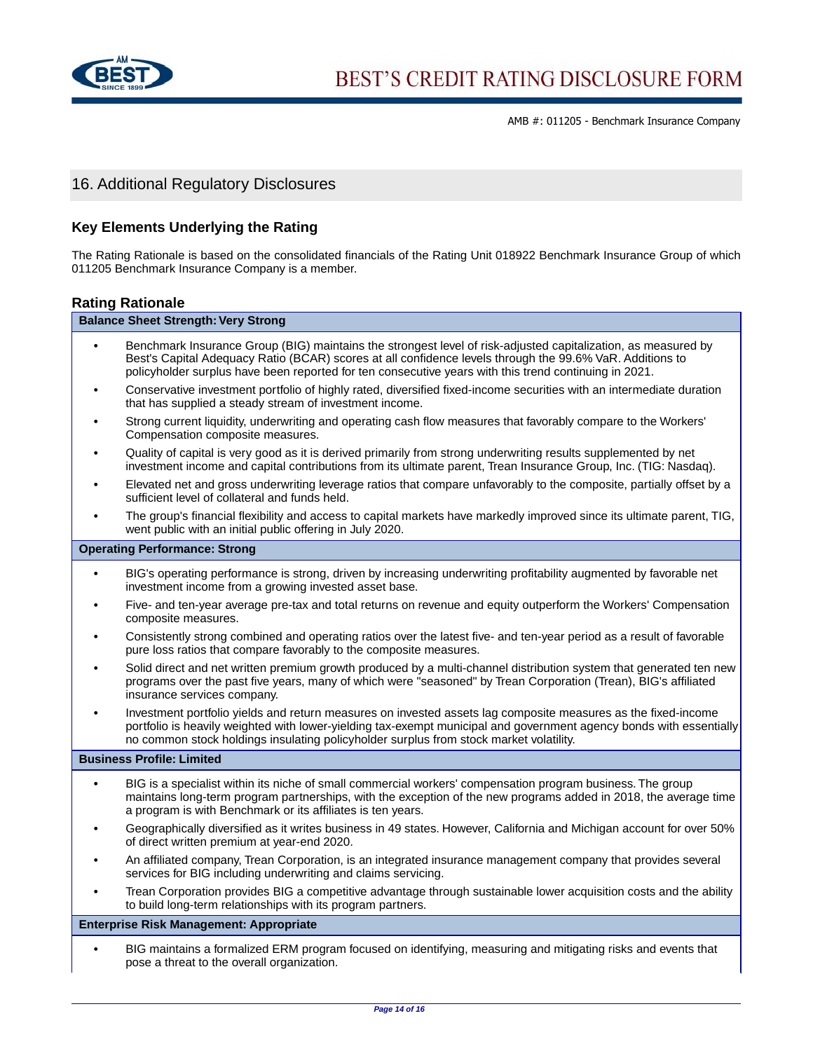## 16. Additional Regulatory Disclosures

### Key Elements Underlying the Rating

The Rating Rationale is based on the consolidated financials of the Rating Unit 018922 Benchmark Insurance Group of which 011205 Benchmark Insurance Company is a member.

### Rating Rationale

**Balance Sheet Strength: Very Strong**

- Benchmark Insurance Group (BIG) maintains the strongest level of risk-adjusted capitalization, as measured by Best's Capital Adequacy Ratio (BCAR) scores at all confidence levels through the 99.6% VaR. Additions to policyholder surplus have been reported for ten consecutive years with this trend continuing in 2021.
- Conservative investment portfolio of highly rated, diversified fixed-income securities with an intermediate duration that has supplied a steady stream of investment income.
- Strong current liquidity, underwriting and operating cash flow measures that favorably compare to the Workers' Compensation composite measures.
- Quality of capital is very good as it is derived primarily from strong underwriting results supplemented by net investment income and capital contributions from its ultimate parent, Trean Insurance Group, Inc. (TIG: Nasdaq).
- Elevated net and gross underwriting leverage ratios that compare unfavorably to the composite, partially offset by a sufficient level of collateral and funds held.
- The group's financial flexibility and access to capital markets have markedly improved since its ultimate parent, TIG, went public with an initial public offering in July 2020.

**Operating Performance: Strong**

- BIG's operating performance is strong, driven by increasing underwriting profitability augmented by favorable net investment income from a growing invested asset base.
- Five- and ten-year average pre-tax and total returns on revenue and equity outperform the Workers' Compensation composite measures.
- Consistently strong combined and operating ratios over the latest five- and ten-year period as a result of favorable pure loss ratios that compare favorably to the composite measures.
- Solid direct and net written premium growth produced by a multi-channel distribution system that generated ten new programs over the past five years, many of which were "seasoned" by Trean Corporation (Trean), BIG's affiliated insurance services company.
- Investment portfolio yields and return measures on invested assets lag composite measures as the fixed-income portfolio is heavily weighted with lower-yielding tax-exempt municipal and government agency bonds with essentially no common stock holdings insulating policyholder surplus from stock market volatility.

**Business Profile: Limited**

- BIG is a specialist within its niche of small commercial workers' compensation program business. The group maintains long-term program partnerships, with the exception of the new programs added in 2018, the average time a program is with Benchmark or its affiliates is ten years.
- Geographically diversified as it writes business in 49 states. However, California and Michigan account for over 50% of direct written premium at year-end 2020.
- An affiliated company, Trean Corporation, is an integrated insurance management company that provides several services for BIG including underwriting and claims servicing.
- Trean Corporation provides BIG a competitive advantage through sustainable lower acquisition costs and the ability to build long-term relationships with its program partners.

**Enterprise Risk Management: Appropriate**

- BIG maintains a formalized ERM program focused on identifying, measuring and mitigating risks and events that pose a threat to the overall organization.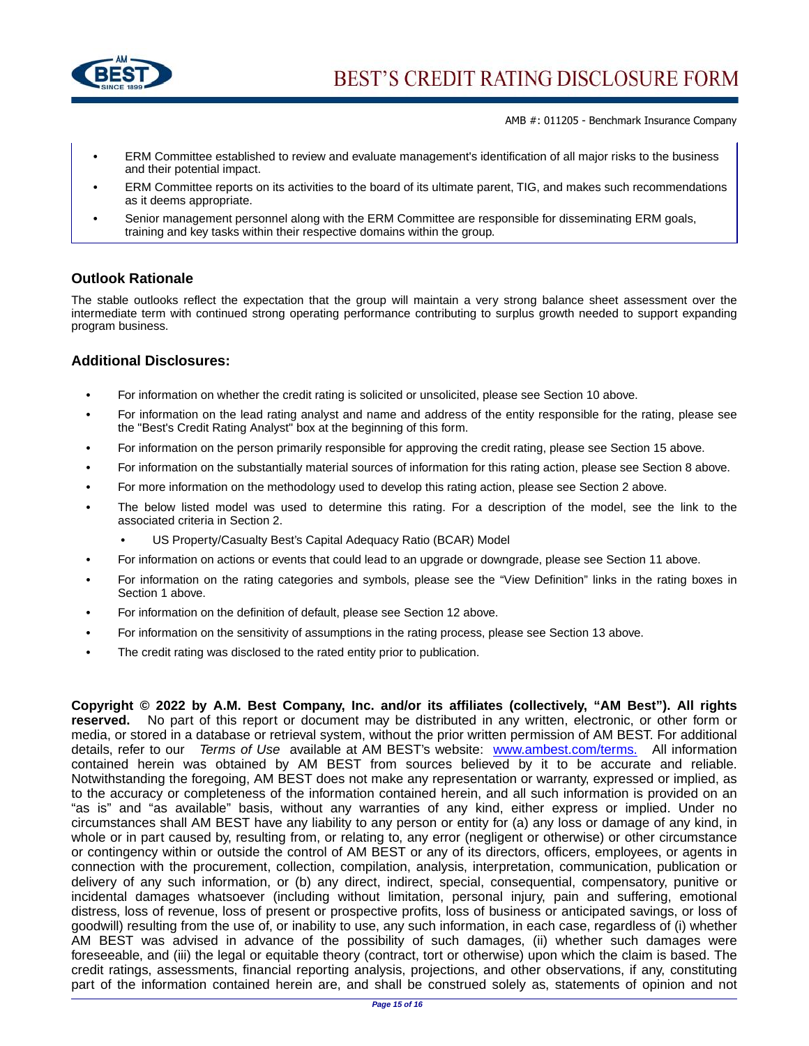- ERM Committee established to review and evaluate management's identification of all major risks to the business and their potential impact.
- ERM Committee reports on its activities to the board of its ultimate parent, TIG, and makes such recommendations as it deems appropriate.
- Senior management personnel along with the ERM Committee are responsible for disseminating ERM goals, training and key tasks within their respective domains within the group.

### Outlook Rationale

The stable outlooks reflect the expectation that the group will maintain a very strong balance sheet assessment over the intermediate term with continued strong operating performance contributing to surplus growth needed to support expanding program business.

### Additional Disclosures:

- For information on whether the credit rating is solicited or unsolicited, please see Section 10 above.
- For information on the lead rating analyst and name and address of the entity responsible for the rating, please see the "Best's Credit Rating Analyst" box at the beginning of this form.
- For information on the person primarily responsible for approving the credit rating, please see Section 15 above.
- For information on the substantially material sources of information for this rating action, please see Section 8 above.
- For more information on the methodology used to develop this rating action, please see Section 2 above.
- The below listed model was used to determine this rating. For a description of the model, see the link to the associated criteria in Section 2.
  - US Property/Casualty Best's Capital Adequacy Ratio (BCAR) Model
- For information on actions or events that could lead to an upgrade or downgrade, please see Section 11 above.
- For information on the rating categories and symbols, please see the "View Definition" links in the rating boxes in Section 1 above.
- For information on the definition of default, please see Section 12 above.
- For information on the sensitivity of assumptions in the rating process, please see Section 13 above.
- The credit rating was disclosed to the rated entity prior to publication.

**Copyright © 2022 by A.M. Best Company, Inc. and/or its affiliates (collectively, "AM Best"). All rights reserved.** No part of this report or document may be distributed in any written, electronic, or other form or media, or stored in a database or retrieval system, without the prior written permission of AM BEST. For additional details, refer to our *Terms of Use* available at AM BEST's website: [www.ambest.com/terms.](www.ambest.com/terms) All information contained herein was obtained by AM BEST from sources believed by it to be accurate and reliable. Notwithstanding the foregoing, AM BEST does not make any representation or warranty, expressed or implied, as to the accuracy or completeness of the information contained herein, and all such information is provided on an "as is" and "as available" basis, without any warranties of any kind, either express or implied. Under no circumstances shall AM BEST have any liability to any person or entity for (a) any loss or damage of any kind, in whole or in part caused by, resulting from, or relating to, any error (negligent or otherwise) or other circumstance or contingency within or outside the control of AM BEST or any of its directors, officers, employees, or agents in connection with the procurement, collection, compilation, analysis, interpretation, communication, publication or delivery of any such information, or (b) any direct, indirect, special, consequential, compensatory, punitive or incidental damages whatsoever (including without limitation, personal injury, pain and suffering, emotional distress, loss of revenue, loss of present or prospective profits, loss of business or anticipated savings, or loss of goodwill) resulting from the use of, or inability to use, any such information, in each case, regardless of (i) whether AM BEST was advised in advance of the possibility of such damages, (ii) whether such damages were foreseeable, and (iii) the legal or equitable theory (contract, tort or otherwise) upon which the claim is based. The credit ratings, assessments, financial reporting analysis, projections, and other observations, if any, constituting part of the information contained herein are, and shall be construed solely as, statements of opinion and not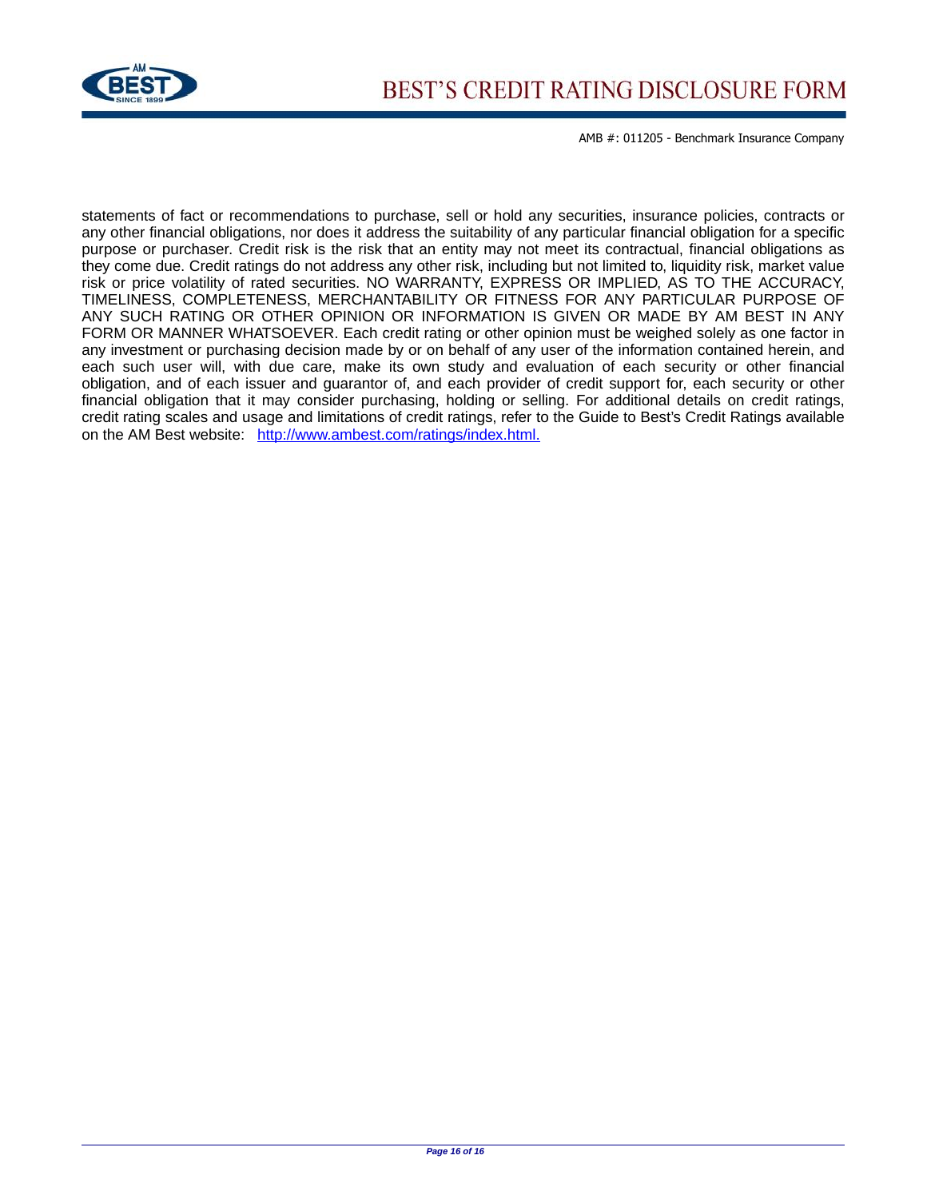statements of fact or recommendations to purchase, sell or hold any securities, insurance policies, contracts or any other financial obligations, nor does it address the suitability of any particular financial obligation for a specific purpose or purchaser. Credit risk is the risk that an entity may not meet its contractual, financial obligations as they come due. Credit ratings do not address any other risk, including but not limited to, liquidity risk, market value risk or price volatility of rated securities. NO WARRANTY, EXPRESS OR IMPLIED, AS TO THE ACCURACY, TIMELINESS, COMPLETENESS, MERCHANTABILITY OR FITNESS FOR ANY PARTICULAR PURPOSE OF ANY SUCH RATING OR OTHER OPINION OR INFORMATION IS GIVEN OR MADE BY AM BEST IN ANY FORM OR MANNER WHATSOEVER. Each credit rating or other opinion must be weighed solely as one factor in any investment or purchasing decision made by or on behalf of any user of the information contained herein, and each such user will, with due care, make its own study and evaluation of each security or other financial obligation, and of each issuer and guarantor of, and each provider of credit support for, each security or other financial obligation that it may consider purchasing, holding or selling. For additional details on credit ratings, credit rating scales and usage and limitations of credit ratings, refer to the Guide to Best's Credit Ratings available on the AM Best website: http://www.ambest.com/ratings/index.html.